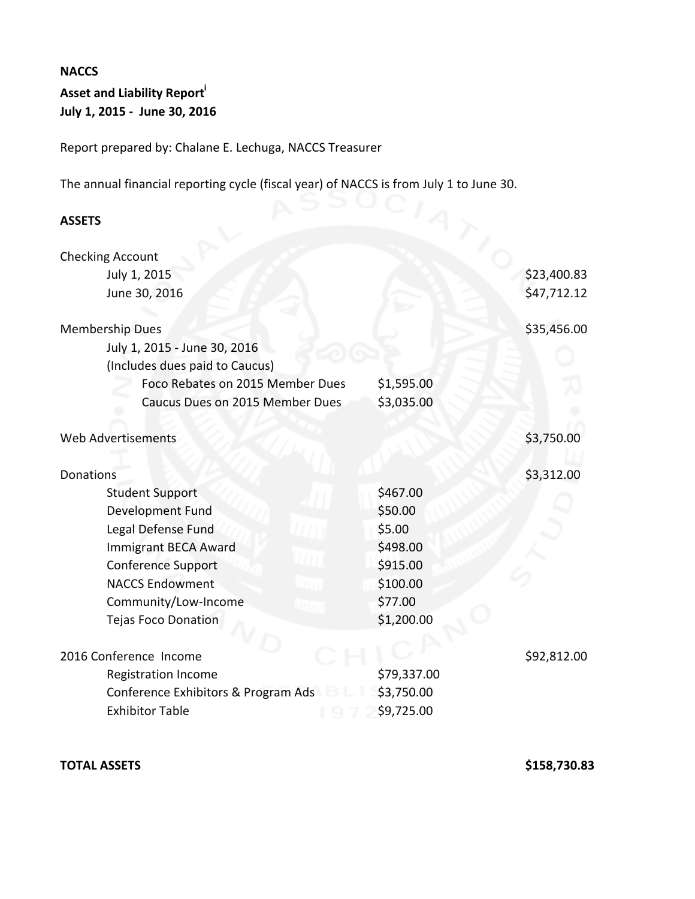**NACCS**

**Asset and Liability Report**[i]

**July 1, 2015 - June 30, 2016**

Report prepared by: Chalane E. Lechuga, NACCS Treasurer

The annual financial reporting cycle (fiscal year) of NACCS is from July 1 to June 30.

**ASSETS**

| | | |
|---|---|---|
| Checking Account | | |
| July 1, 2015 | | $23,400.83 |
| June 30, 2016 | | $47,712.12 |
| Membership Dues | | $35,456.00 |
| July 1, 2015 - June 30, 2016 | | |
| (Includes dues paid to Caucus) | | |
| Foco Rebates on 2015 Member Dues | $1,595.00 | |
| Caucus Dues on 2015 Member Dues | $3,035.00 | |
| Web Advertisements | | $3,750.00 |
| Donations | | $3,312.00 |
| Student Support | $467.00 | |
| Development Fund | $50.00 | |
| Legal Defense Fund | $5.00 | |
| Immigrant BECA Award | $498.00 | |
| Conference Support | $915.00 | |
| NACCS Endowment | $100.00 | |
| Community/Low-Income | $77.00 | |
| Tejas Foco Donation | $1,200.00 | |
| 2016 Conference Income | | $92,812.00 |
| Registration Income | $79,337.00 | |
| Conference Exhibitors & Program Ads | $3,750.00 | |
| Exhibitor Table | $9,725.00 | |
| **TOTAL ASSETS** | | **$158,730.83** |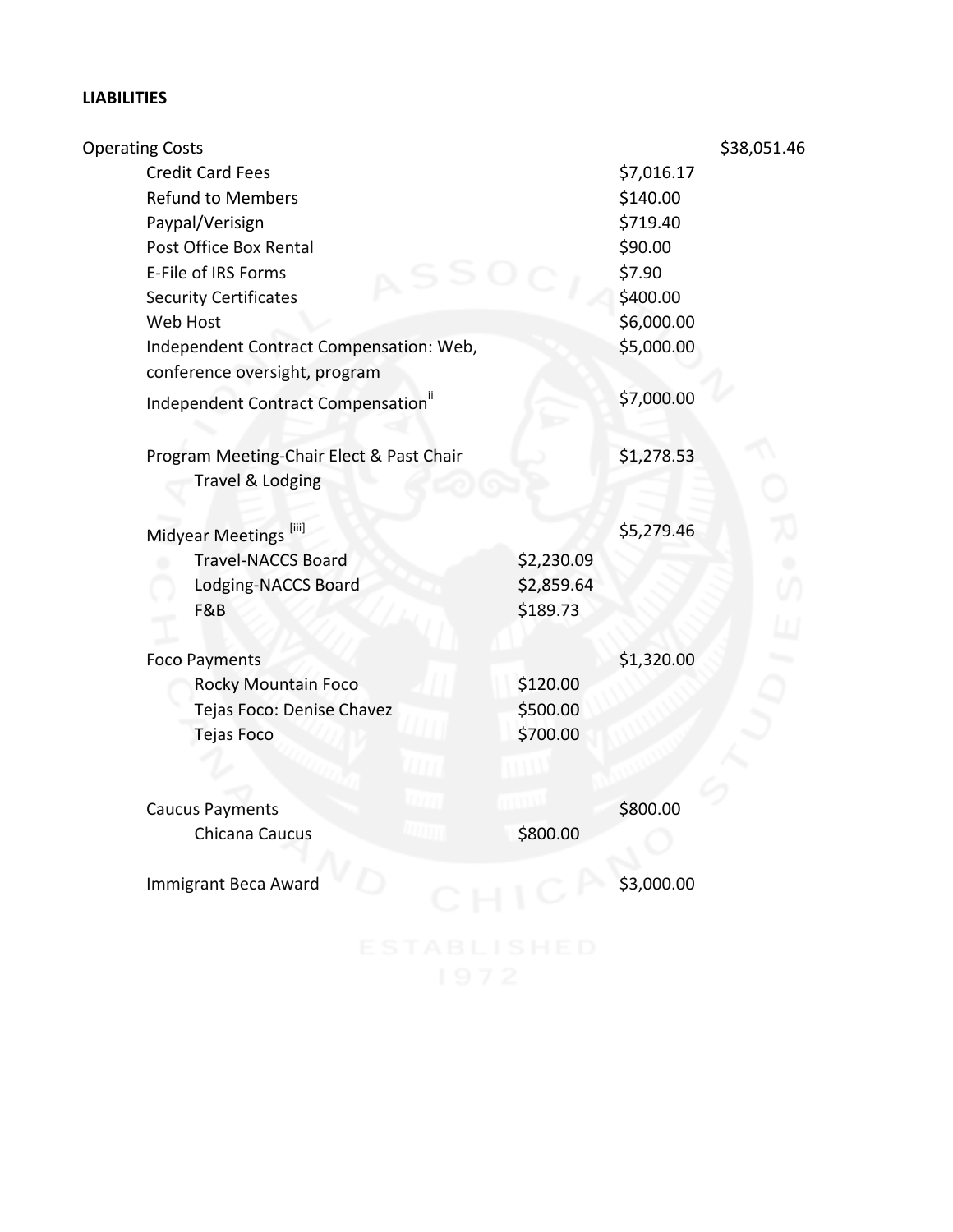**LIABILITIES**

| | | | |
|---|---|---|---|
| Operating Costs | | | $38,051.46 |
| Credit Card Fees | | $7,016.17 | |
| Refund to Members | | $140.00 | |
| Paypal/Verisign | | $719.40 | |
| Post Office Box Rental | | $90.00 | |
| E-File of IRS Forms | | $7.90 | |
| Security Certificates | | $400.00 | |
| Web Host | | $6,000.00 | |
| Independent Contract Compensation: Web, conference oversight, program | | $5,000.00 | |
| Independent Contract Compensation[ii] | | $7,000.00 | |
| Program Meeting-Chair Elect & Past Chair Travel & Lodging | | $1,278.53 | |
| Midyear Meetings [iii] | | $5,279.46 | |
| Travel-NACCS Board | $2,230.09 | | |
| Lodging-NACCS Board | $2,859.64 | | |
| F&B | $189.73 | | |
| Foco Payments | | $1,320.00 | |
| Rocky Mountain Foco | $120.00 | | |
| Tejas Foco: Denise Chavez | $500.00 | | |
| Tejas Foco | $700.00 | | |
| Caucus Payments | | $800.00 | |
| Chicana Caucus | $800.00 | | |
| Immigrant Beca Award | | $3,000.00 | |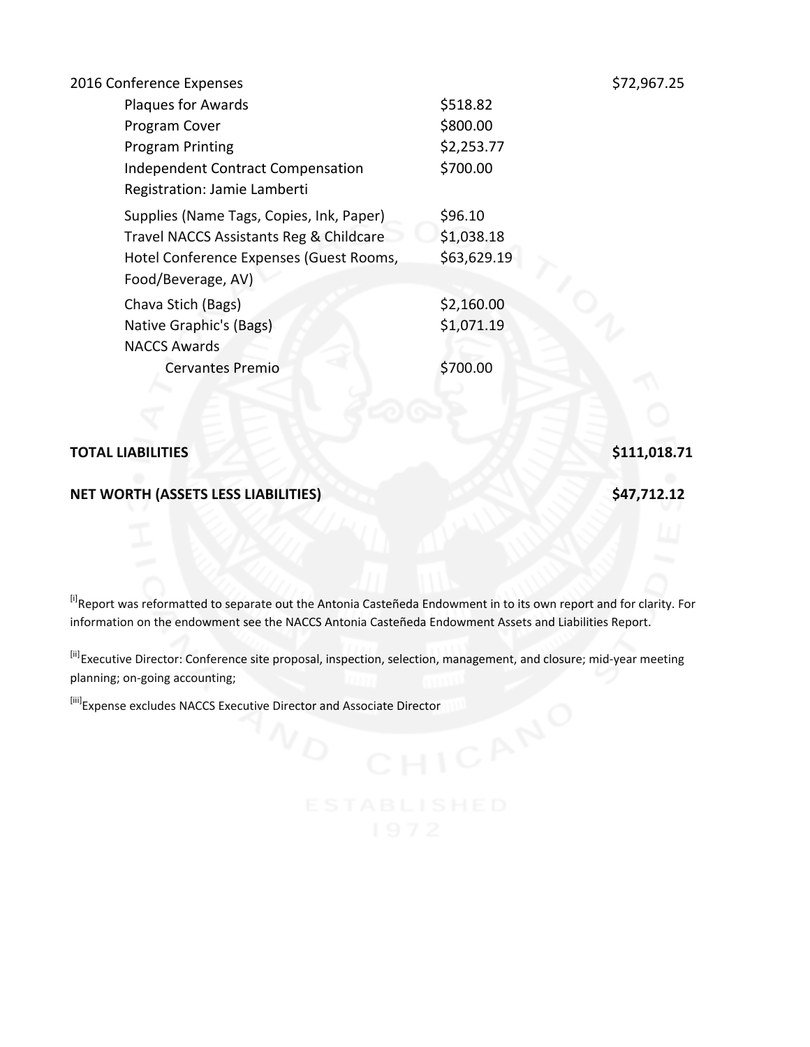| | | |
|---|---|---|
| 2016 Conference Expenses | | $72,967.25 |
| Plaques for Awards | $518.82 | |
| Program Cover | $800.00 | |
| Program Printing | $2,253.77 | |
| Independent Contract Compensation Registration: Jamie Lamberti | $700.00 | |
| Supplies (Name Tags, Copies, Ink, Paper) | $96.10 | |
| Travel NACCS Assistants Reg & Childcare | $1,038.18 | |
| Hotel Conference Expenses (Guest Rooms, Food/Beverage, AV) | $63,629.19 | |
| Chava Stich (Bags) | $2,160.00 | |
| Native Graphic's (Bags) | $1,071.19 | |
| NACCS Awards | | |
| Cervantes Premio | $700.00 | |
| **TOTAL LIABILITIES** | | **$111,018.71** |
| **NET WORTH (ASSETS LESS LIABILITIES)** | | **$47,712.12** |

[i]Report was reformatted to separate out the Antonia Casteñeda Endowment in to its own report and for clarity. For information on the endowment see the NACCS Antonia Casteñeda Endowment Assets and Liabilities Report.

[ii]Executive Director: Conference site proposal, inspection, selection, management, and closure; mid-year meeting planning; on-going accounting;

[iii]Expense excludes NACCS Executive Director and Associate Director